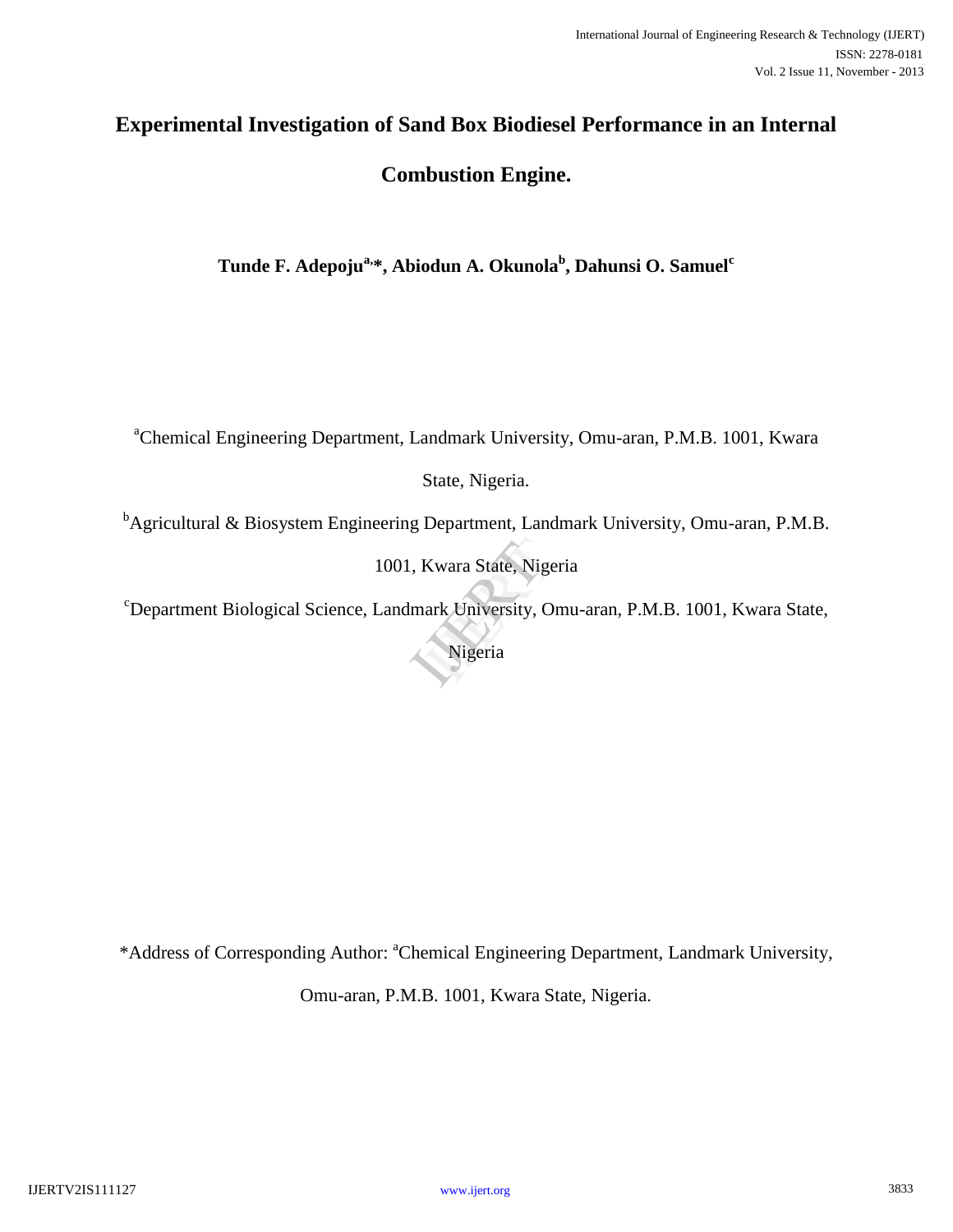# Experimental Investigation of Sand Box Biodiesel Performance in an Internal Combustion Engine.

**Tunde F. Adepoju[a,*], Abiodun A. Okunola[b], Dahunsi O. Samuel[c]**

[a]Chemical Engineering Department, Landmark University, Omu-aran, P.M.B. 1001, Kwara State, Nigeria.

[b]Agricultural & Biosystem Engineering Department, Landmark University, Omu-aran, P.M.B. 1001, Kwara State, Nigeria

[c]Department Biological Science, Landmark University, Omu-aran, P.M.B. 1001, Kwara State, Nigeria

*Address of Corresponding Author: [a]Chemical Engineering Department, Landmark University, Omu-aran, P.M.B. 1001, Kwara State, Nigeria.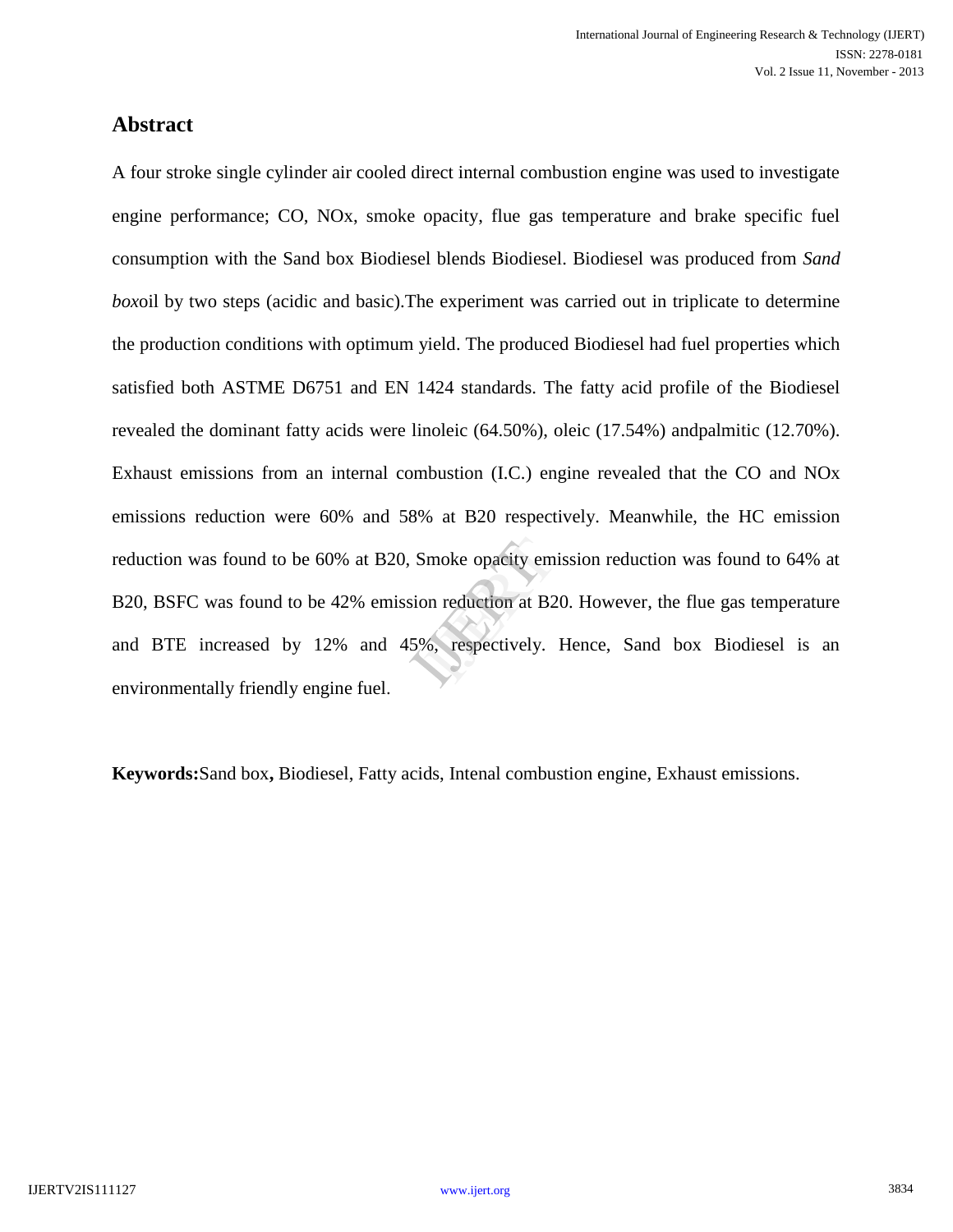## Abstract

A four stroke single cylinder air cooled direct internal combustion engine was used to investigate engine performance; CO, NOx, smoke opacity, flue gas temperature and brake specific fuel consumption with the Sand box Biodiesel blends Biodiesel. Biodiesel was produced from *Sand box*oil by two steps (acidic and basic).The experiment was carried out in triplicate to determine the production conditions with optimum yield. The produced Biodiesel had fuel properties which satisfied both ASTME D6751 and EN 1424 standards. The fatty acid profile of the Biodiesel revealed the dominant fatty acids were linoleic (64.50%), oleic (17.54%) andpalmitic (12.70%). Exhaust emissions from an internal combustion (I.C.) engine revealed that the CO and NOx emissions reduction were 60% and 58% at B20 respectively. Meanwhile, the HC emission reduction was found to be 60% at B20, Smoke opacity emission reduction was found to 64% at B20, BSFC was found to be 42% emission reduction at B20. However, the flue gas temperature and BTE increased by 12% and 45%, respectively. Hence, Sand box Biodiesel is an environmentally friendly engine fuel.

**Keywords:**Sand box**,** Biodiesel, Fatty acids, Intenal combustion engine, Exhaust emissions.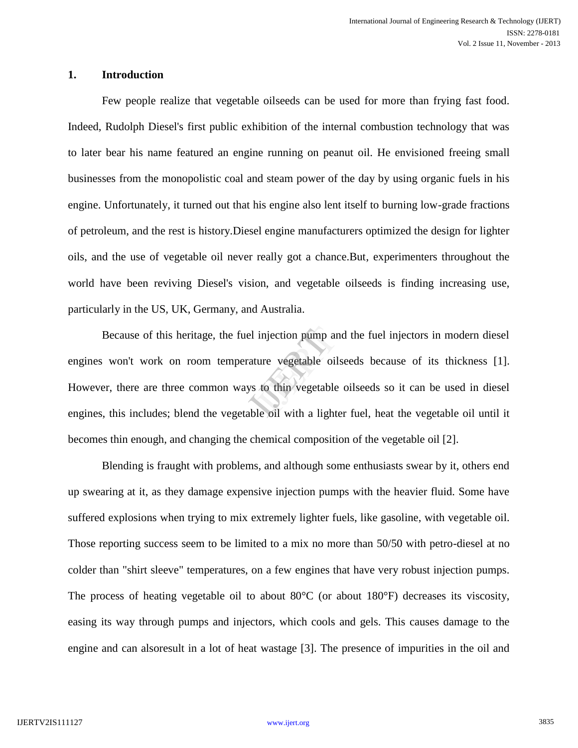## 1. Introduction

Few people realize that vegetable oilseeds can be used for more than frying fast food. Indeed, Rudolph Diesel's first public exhibition of the internal combustion technology that was to later bear his name featured an engine running on peanut oil. He envisioned freeing small businesses from the monopolistic coal and steam power of the day by using organic fuels in his engine. Unfortunately, it turned out that his engine also lent itself to burning low-grade fractions of petroleum, and the rest is history.Diesel engine manufacturers optimized the design for lighter oils, and the use of vegetable oil never really got a chance.But, experimenters throughout the world have been reviving Diesel's vision, and vegetable oilseeds is finding increasing use, particularly in the US, UK, Germany, and Australia.

Because of this heritage, the fuel injection pump and the fuel injectors in modern diesel engines won't work on room temperature vegetable oilseeds because of its thickness [1]. However, there are three common ways to thin vegetable oilseeds so it can be used in diesel engines, this includes; blend the vegetable oil with a lighter fuel, heat the vegetable oil until it becomes thin enough, and changing the chemical composition of the vegetable oil [2].

Blending is fraught with problems, and although some enthusiasts swear by it, others end up swearing at it, as they damage expensive injection pumps with the heavier fluid. Some have suffered explosions when trying to mix extremely lighter fuels, like gasoline, with vegetable oil. Those reporting success seem to be limited to a mix no more than 50/50 with petro-diesel at no colder than "shirt sleeve" temperatures, on a few engines that have very robust injection pumps. The process of heating vegetable oil to about 80°C (or about 180°F) decreases its viscosity, easing its way through pumps and injectors, which cools and gels. This causes damage to the engine and can alsoresult in a lot of heat wastage [3]. The presence of impurities in the oil and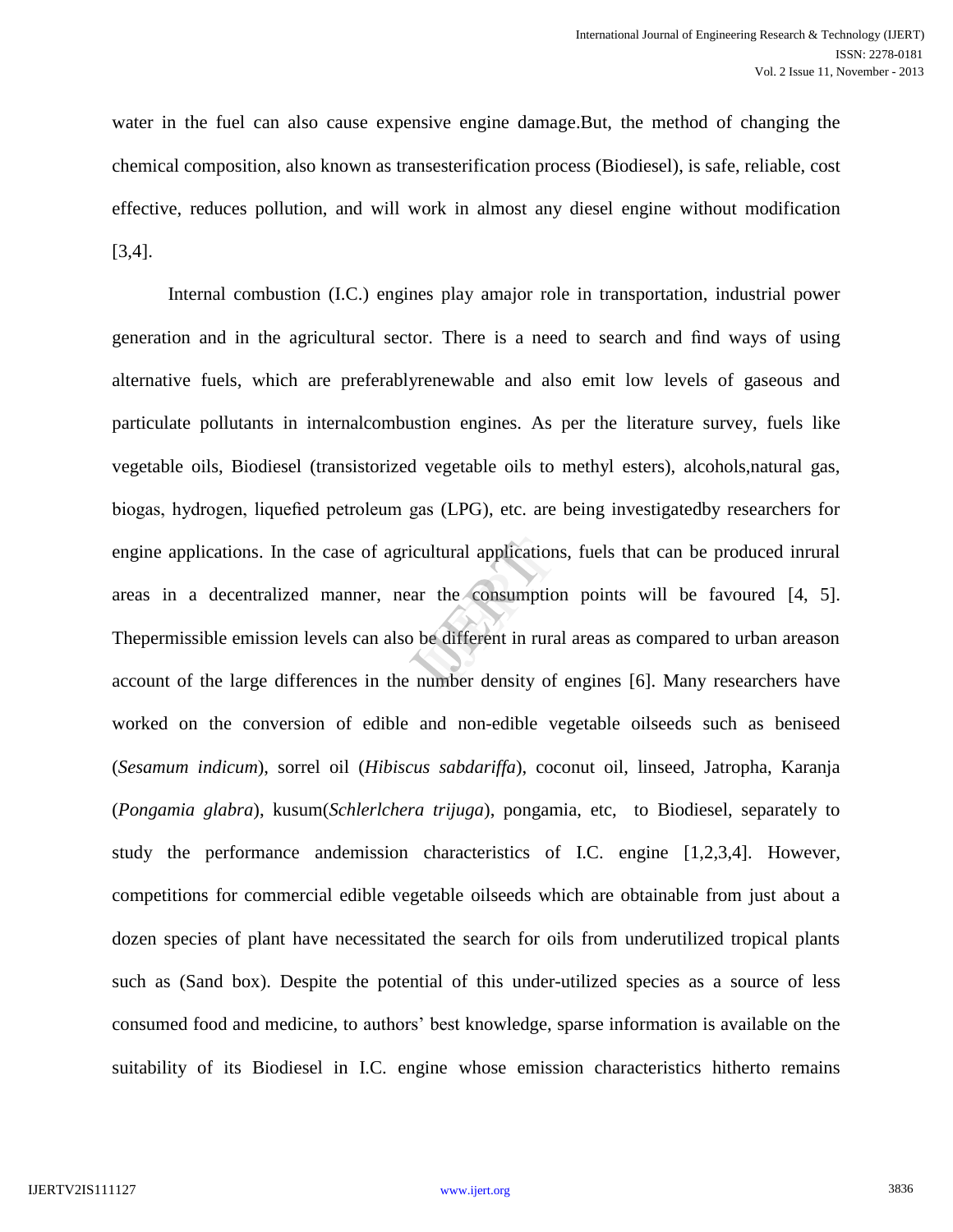water in the fuel can also cause expensive engine damage.But, the method of changing the chemical composition, also known as transesterification process (Biodiesel), is safe, reliable, cost effective, reduces pollution, and will work in almost any diesel engine without modification [3,4].

Internal combustion (I.C.) engines play amajor role in transportation, industrial power generation and in the agricultural sector. There is a need to search and find ways of using alternative fuels, which are preferablyrenewable and also emit low levels of gaseous and particulate pollutants in internalcombustion engines. As per the literature survey, fuels like vegetable oils, Biodiesel (transistorized vegetable oils to methyl esters), alcohols,natural gas, biogas, hydrogen, liquefied petroleum gas (LPG), etc. are being investigatedby researchers for engine applications. In the case of agricultural applications, fuels that can be produced inrural areas in a decentralized manner, near the consumption points will be favoured [4, 5]. Thepermissible emission levels can also be different in rural areas as compared to urban areason account of the large differences in the number density of engines [6]. Many researchers have worked on the conversion of edible and non-edible vegetable oilseeds such as beniseed (*Sesamum indicum*), sorrel oil (*Hibiscus sabdariffa*), coconut oil, linseed, Jatropha, Karanja (*Pongamia glabra*), kusum(*Schlerlchera trijuga*), pongamia, etc, to Biodiesel, separately to study the performance andemission characteristics of I.C. engine [1,2,3,4]. However, competitions for commercial edible vegetable oilseeds which are obtainable from just about a dozen species of plant have necessitated the search for oils from underutilized tropical plants such as (Sand box). Despite the potential of this under-utilized species as a source of less consumed food and medicine, to authors' best knowledge, sparse information is available on the suitability of its Biodiesel in I.C. engine whose emission characteristics hitherto remains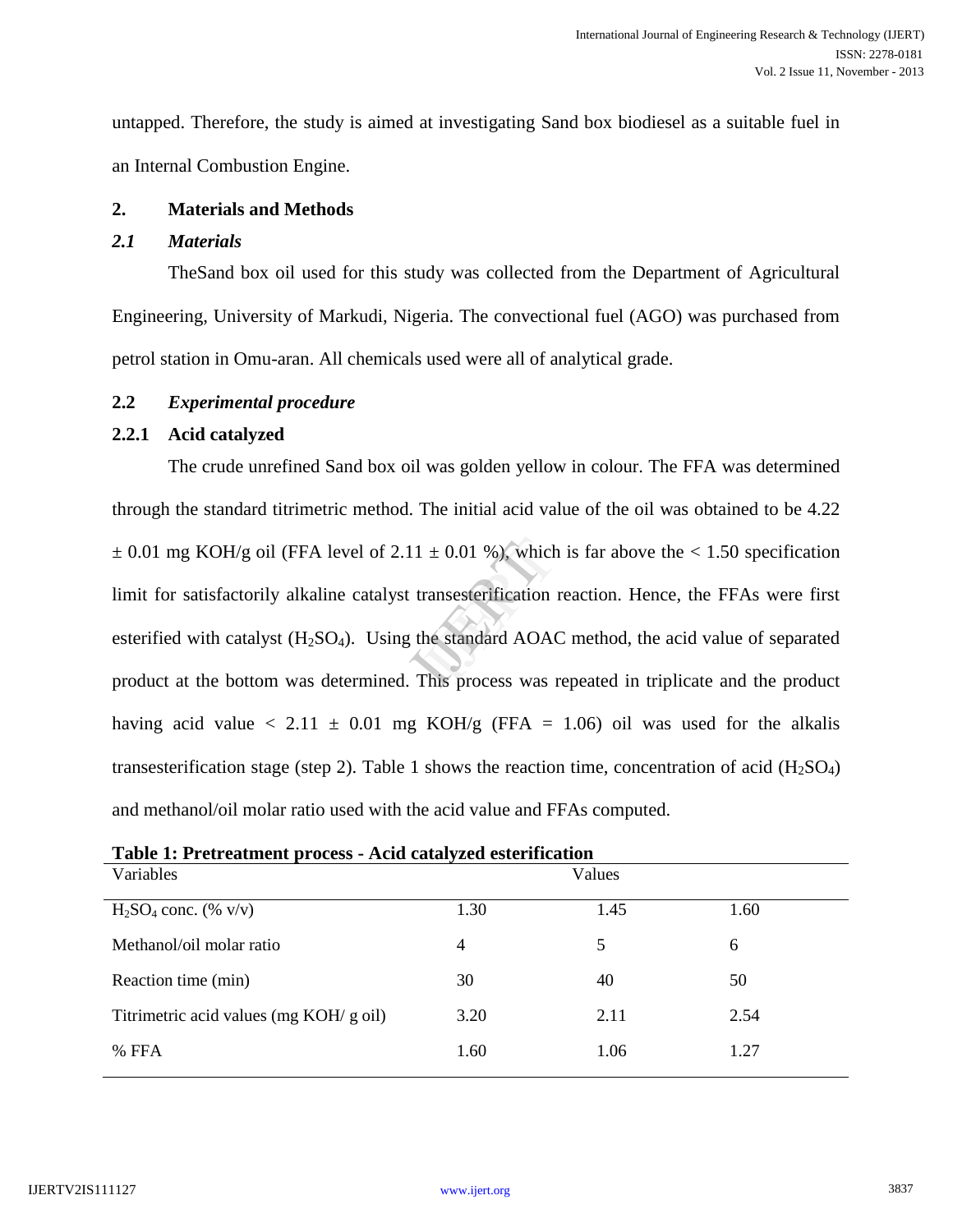untapped. Therefore, the study is aimed at investigating Sand box biodiesel as a suitable fuel in an Internal Combustion Engine.

## 2. Materials and Methods

### *2.1 Materials*

TheSand box oil used for this study was collected from the Department of Agricultural Engineering, University of Markudi, Nigeria. The convectional fuel (AGO) was purchased from petrol station in Omu-aran. All chemicals used were all of analytical grade.

### 2.2 *Experimental procedure*

#### 2.2.1 Acid catalyzed

The crude unrefined Sand box oil was golden yellow in colour. The FFA was determined through the standard titrimetric method. The initial acid value of the oil was obtained to be 4.22 ± 0.01 mg KOH/g oil (FFA level of 2.11 ± 0.01 %), which is far above the < 1.50 specification limit for satisfactorily alkaline catalyst transesterification reaction. Hence, the FFAs were first esterified with catalyst ($H_2SO_4$). Using the standard AOAC method, the acid value of separated product at the bottom was determined. This process was repeated in triplicate and the product having acid value < 2.11 ± 0.01 mg KOH/g (FFA = 1.06) oil was used for the alkalis transesterification stage (step 2). Table 1 shows the reaction time, concentration of acid ($H_2SO_4$) and methanol/oil molar ratio used with the acid value and FFAs computed.

**Table 1: Pretreatment process - Acid catalyzed esterification**

| Variables | Values | | |
|---|---|---|---|
| $H_2SO_4$ conc. (% v/v) | 1.30 | 1.45 | 1.60 |
| Methanol/oil molar ratio | 4 | 5 | 6 |
| Reaction time (min) | 30 | 40 | 50 |
| Titrimetric acid values (mg KOH/ g oil) | 3.20 | 2.11 | 2.54 |
| % FFA | 1.60 | 1.06 | 1.27 |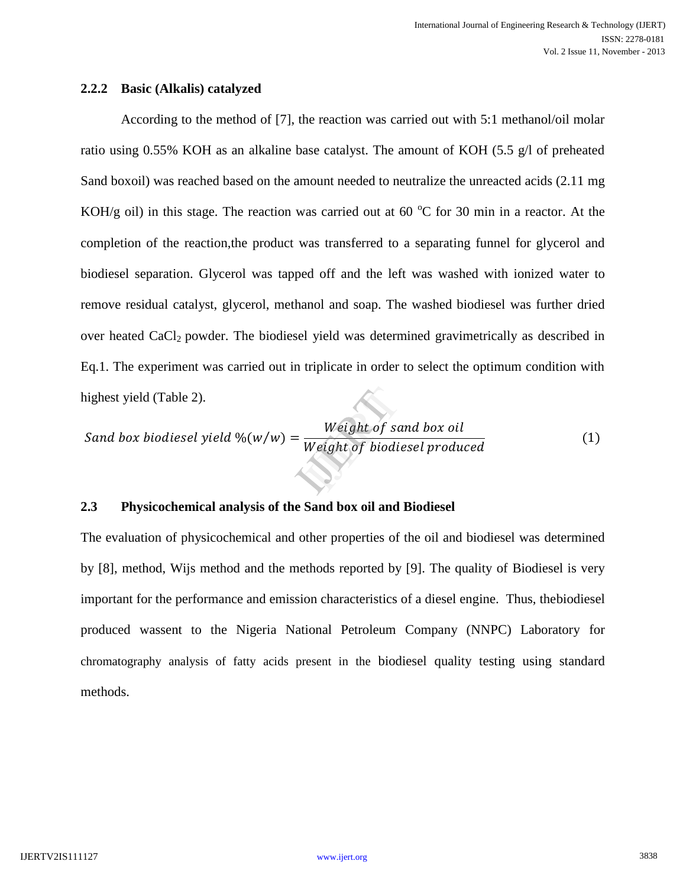### 2.2.2 Basic (Alkalis) catalyzed

According to the method of [7], the reaction was carried out with 5:1 methanol/oil molar ratio using 0.55% KOH as an alkaline base catalyst. The amount of KOH (5.5 g/l of preheated Sand boxoil) was reached based on the amount needed to neutralize the unreacted acids (2.11 mg KOH/g oil) in this stage. The reaction was carried out at 60 $^oC$ for 30 min in a reactor. At the completion of the reaction,the product was transferred to a separating funnel for glycerol and biodiesel separation. Glycerol was tapped off and the left was washed with ionized water to remove residual catalyst, glycerol, methanol and soap. The washed biodiesel was further dried over heated $CaCl_2$ powder. The biodiesel yield was determined gravimetrically as described in Eq.1. The experiment was carried out in triplicate in order to select the optimum condition with highest yield (Table 2).

$$Sand\ box\ biodiesel\ yield\ \%(w/w) = \frac{Weight\ of\ sand\ box\ oil}{Weight\ of\ biodiesel\ produced} \quad (1)$$

### 2.3 Physicochemical analysis of the Sand box oil and Biodiesel

The evaluation of physicochemical and other properties of the oil and biodiesel was determined by [8], method, Wijs method and the methods reported by [9]. The quality of Biodiesel is very important for the performance and emission characteristics of a diesel engine. Thus, thebiodiesel produced wassent to the Nigeria National Petroleum Company (NNPC) Laboratory for chromatography analysis of fatty acids present in the biodiesel quality testing using standard methods.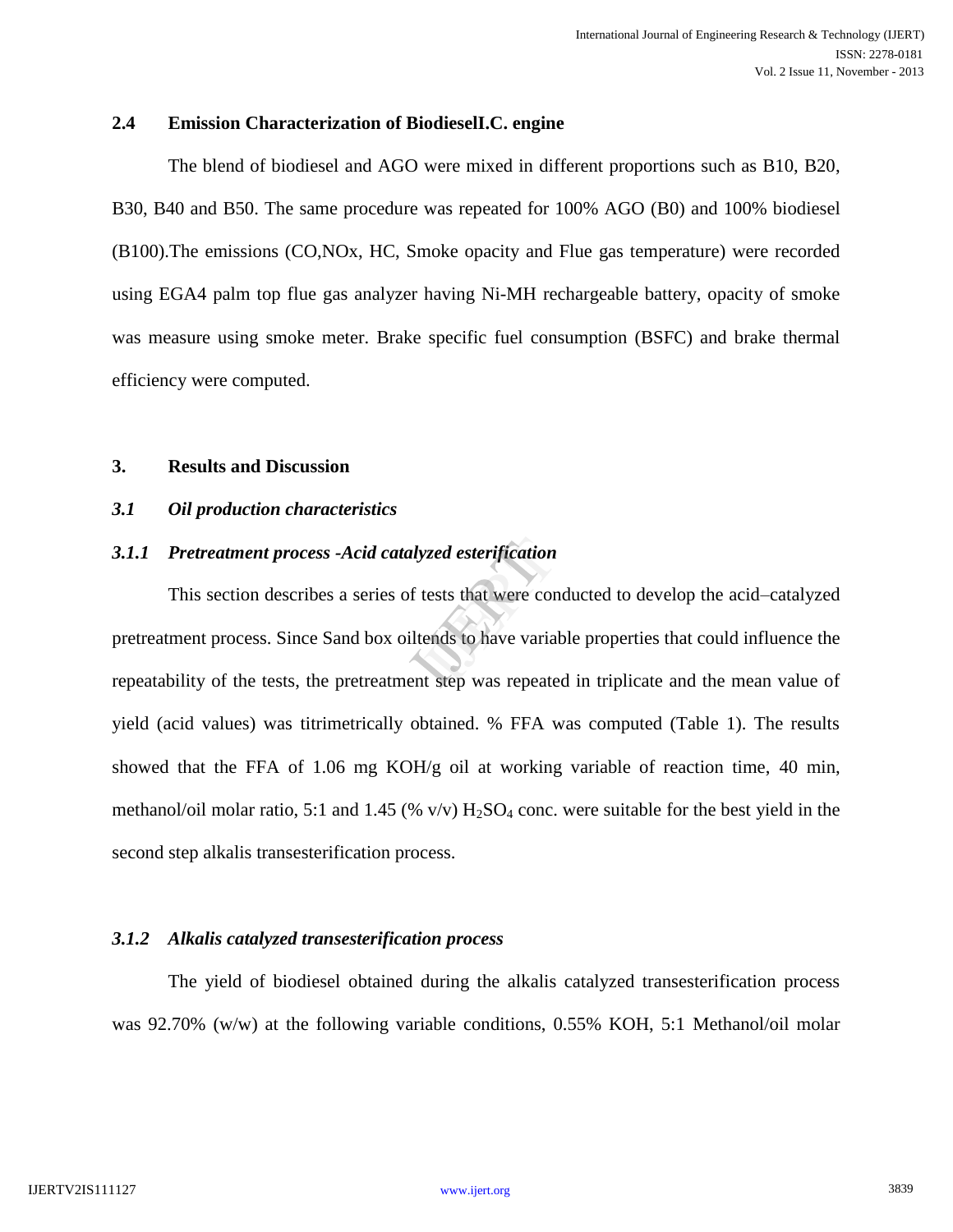### 2.4 Emission Characterization of BiodieselI.C. engine

The blend of biodiesel and AGO were mixed in different proportions such as B10, B20, B30, B40 and B50. The same procedure was repeated for 100% AGO (B0) and 100% biodiesel (B100).The emissions (CO,NOx, HC, Smoke opacity and Flue gas temperature) were recorded using EGA4 palm top flue gas analyzer having Ni-MH rechargeable battery, opacity of smoke was measure using smoke meter. Brake specific fuel consumption (BSFC) and brake thermal efficiency were computed.

## 3. Results and Discussion

### *3.1 Oil production characteristics*

#### *3.1.1 Pretreatment process -Acid catalyzed esterification*

This section describes a series of tests that were conducted to develop the acid–catalyzed pretreatment process. Since Sand box oiltends to have variable properties that could influence the repeatability of the tests, the pretreatment step was repeated in triplicate and the mean value of yield (acid values) was titrimetrically obtained. % FFA was computed (Table 1). The results showed that the FFA of 1.06 mg KOH/g oil at working variable of reaction time, 40 min, methanol/oil molar ratio, 5:1 and 1.45 (% v/v) $H_2SO_4$ conc. were suitable for the best yield in the second step alkalis transesterification process.

#### *3.1.2 Alkalis catalyzed transesterification process*

The yield of biodiesel obtained during the alkalis catalyzed transesterification process was 92.70% (w/w) at the following variable conditions, 0.55% KOH, 5:1 Methanol/oil molar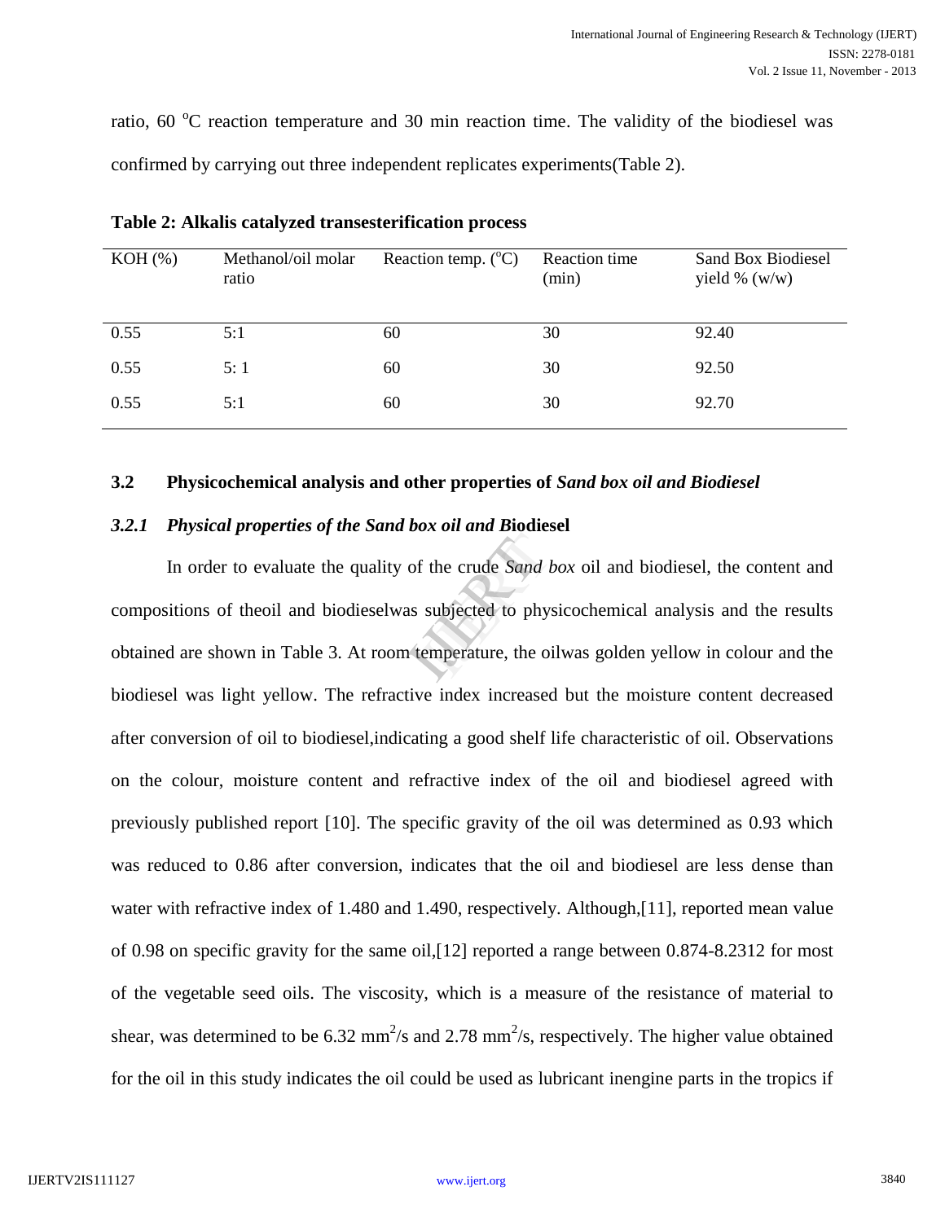ratio, 60 °C reaction temperature and 30 min reaction time. The validity of the biodiesel was confirmed by carrying out three independent replicates experiments(Table 2).

**Table 2: Alkalis catalyzed transesterification process**

| KOH (%) | Methanol/oil molar ratio | Reaction temp. (°C) | Reaction time (min) | Sand Box Biodiesel yield % (w/w) |
|---|---|---|---|---|
| 0.55 | 5:1 | 60 | 30 | 92.40 |
| 0.55 | 5: 1 | 60 | 30 | 92.50 |
| 0.55 | 5:1 | 60 | 30 | 92.70 |

## 3.2 Physicochemical analysis and other properties of *Sand box oil and Biodiesel*

### *3.2.1 Physical properties of the Sand box oil and Biodiesel*

In order to evaluate the quality of the crude *Sand box* oil and biodiesel, the content and compositions of theoil and biodieselwas subjected to physicochemical analysis and the results obtained are shown in Table 3. At room temperature, the oilwas golden yellow in colour and the biodiesel was light yellow. The refractive index increased but the moisture content decreased after conversion of oil to biodiesel,indicating a good shelf life characteristic of oil. Observations on the colour, moisture content and refractive index of the oil and biodiesel agreed with previously published report [10]. The specific gravity of the oil was determined as 0.93 which was reduced to 0.86 after conversion, indicates that the oil and biodiesel are less dense than water with refractive index of 1.480 and 1.490, respectively. Although,[11], reported mean value of 0.98 on specific gravity for the same oil,[12] reported a range between 0.874-8.2312 for most of the vegetable seed oils. The viscosity, which is a measure of the resistance of material to shear, was determined to be 6.32 $mm^2/s$ and 2.78 $mm^2/s$, respectively. The higher value obtained for the oil in this study indicates the oil could be used as lubricant inengine parts in the tropics if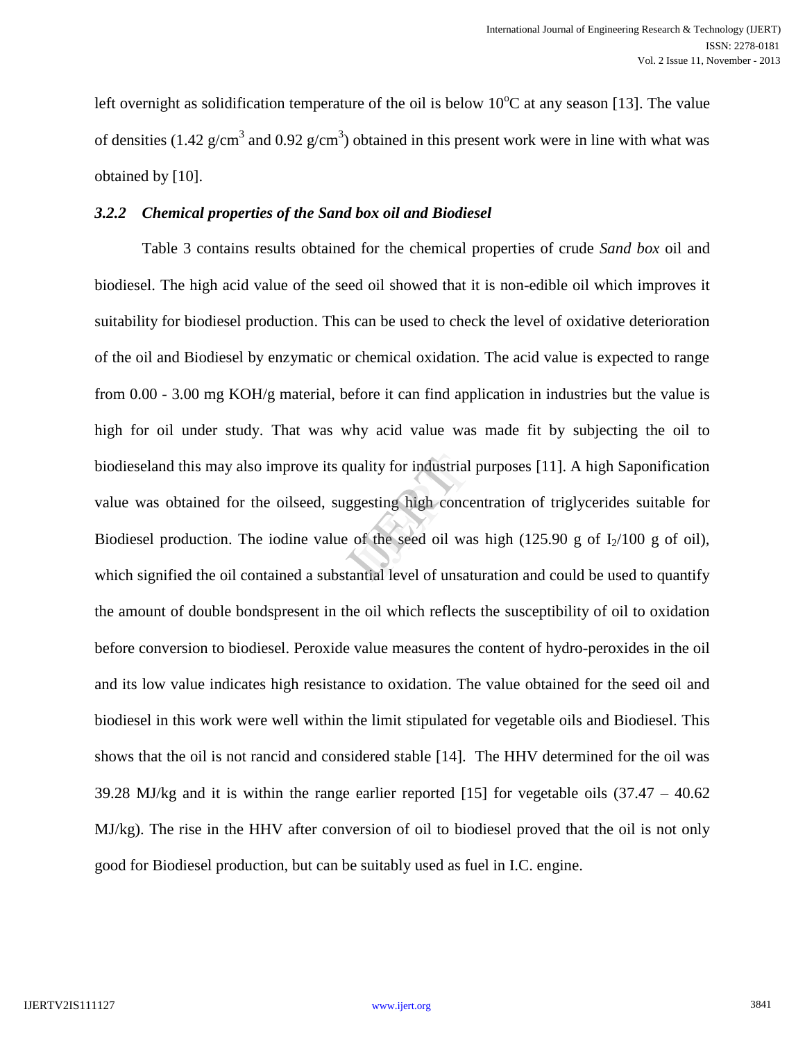left overnight as solidification temperature of the oil is below 10$^{o}$C at any season [13]. The value of densities (1.42 g/cm$^3$ and 0.92 g/cm$^3$) obtained in this present work were in line with what was obtained by [10].

### *3.2.2 Chemical properties of the Sand box oil and Biodiesel*

Table 3 contains results obtained for the chemical properties of crude *Sand box* oil and biodiesel. The high acid value of the seed oil showed that it is non-edible oil which improves it suitability for biodiesel production. This can be used to check the level of oxidative deterioration of the oil and Biodiesel by enzymatic or chemical oxidation. The acid value is expected to range from 0.00 - 3.00 mg KOH/g material, before it can find application in industries but the value is high for oil under study. That was why acid value was made fit by subjecting the oil to biodieseland this may also improve its quality for industrial purposes [11]. A high Saponification value was obtained for the oilseed, suggesting high concentration of triglycerides suitable for Biodiesel production. The iodine value of the seed oil was high (125.90 g of $I_2$/100 g of oil), which signified the oil contained a substantial level of unsaturation and could be used to quantify the amount of double bondspresent in the oil which reflects the susceptibility of oil to oxidation before conversion to biodiesel. Peroxide value measures the content of hydro-peroxides in the oil and its low value indicates high resistance to oxidation. The value obtained for the seed oil and biodiesel in this work were well within the limit stipulated for vegetable oils and Biodiesel. This shows that the oil is not rancid and considered stable [14]. The HHV determined for the oil was 39.28 MJ/kg and it is within the range earlier reported [15] for vegetable oils (37.47 – 40.62 MJ/kg). The rise in the HHV after conversion of oil to biodiesel proved that the oil is not only good for Biodiesel production, but can be suitably used as fuel in I.C. engine.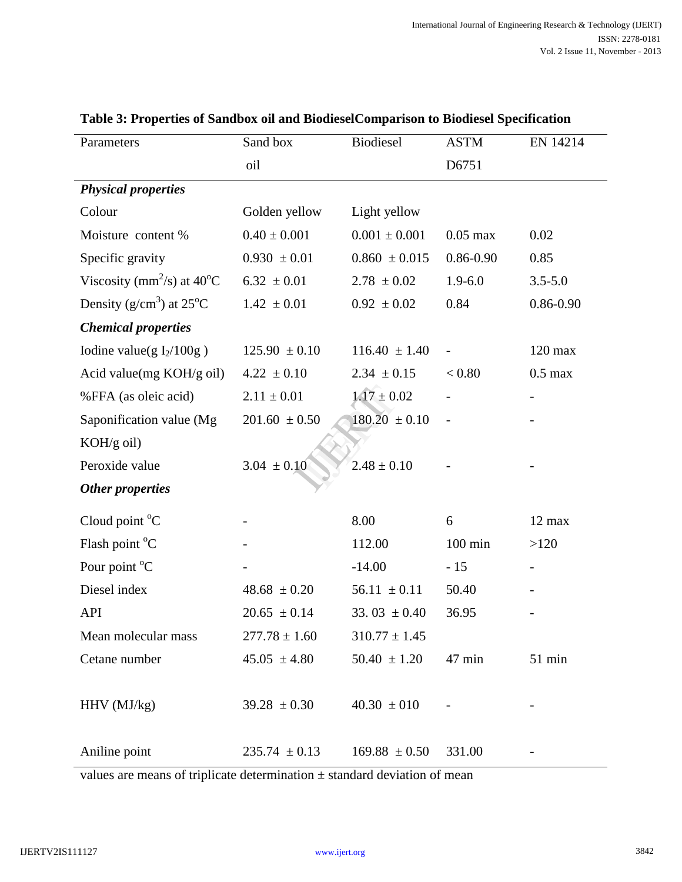**Table 3: Properties of Sandbox oil and BiodieselComparison to Biodiesel Specification**

| Parameters | Sand box oil | Biodiesel | ASTM D6751 | EN 14214 |
|---|---|---|---|---|
| ***Physical properties*** | | | | |
| Colour | Golden yellow | Light yellow | | |
| Moisture content % | 0.40 ± 0.001 | 0.001 ± 0.001 | 0.05 max | 0.02 |
| Specific gravity | 0.930 ± 0.01 | 0.860 ± 0.015 | 0.86-0.90 | 0.85 |
| Viscosity ($mm^2/s$) at $40^oC$ | 6.32 ± 0.01 | 2.78 ± 0.02 | 1.9-6.0 | 3.5-5.0 |
| Density ($g/cm^3$) at $25^oC$ | 1.42 ± 0.01 | 0.92 ± 0.02 | 0.84 | 0.86-0.90 |
| ***Chemical properties*** | | | | |
| Iodine value(g $I_2$/100g ) | 125.90 ± 0.10 | 116.40 ± 1.40 | - | 120 max |
| Acid value(mg KOH/g oil) | 4.22 ± 0.10 | 2.34 ± 0.15 | < 0.80 | 0.5 max |
| %FFA (as oleic acid) | 2.11 ± 0.01 | 1.17 ± 0.02 | - | - |
| Saponification value (Mg KOH/g oil) | 201.60 ± 0.50 | 180.20 ± 0.10 | - | - |
| Peroxide value | 3.04 ± 0.10 | 2.48 ± 0.10 | - | - |
| ***Other properties*** | | | | |
| Cloud point $^oC$ | - | 8.00 | 6 | 12 max |
| Flash point $^oC$ | - | 112.00 | 100 min | >120 |
| Pour point $^oC$ | - | -14.00 | - 15 | - |
| Diesel index | 48.68 ± 0.20 | 56.11 ± 0.11 | 50.40 | - |
| API | 20.65 ± 0.14 | 33. 03 ± 0.40 | 36.95 | - |
| Mean molecular mass | 277.78 ± 1.60 | 310.77 ± 1.45 | | |
| Cetane number | 45.05 ± 4.80 | 50.40 ± 1.20 | 47 min | 51 min |
| HHV (MJ/kg) | 39.28 ± 0.30 | 40.30 ± 010 | - | - |
| Aniline point | 235.74 ± 0.13 | 169.88 ± 0.50 | 331.00 | - |

values are means of triplicate determination ± standard deviation of mean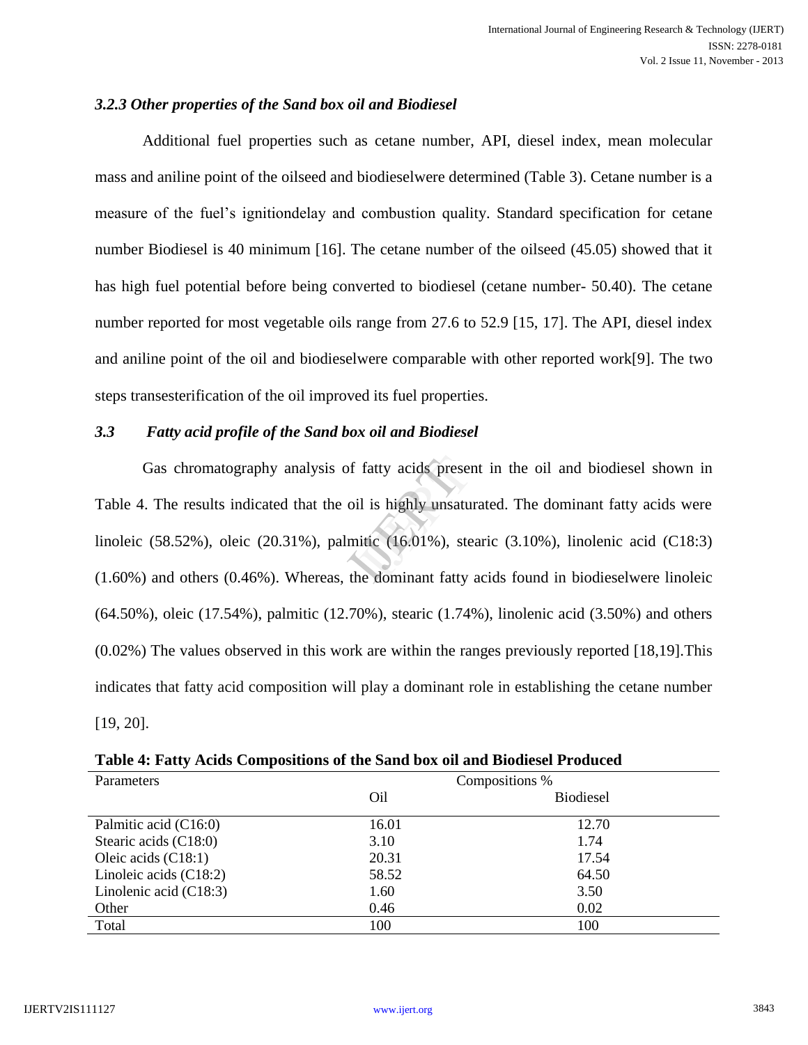### *3.2.3 Other properties of the Sand box oil and Biodiesel*

Additional fuel properties such as cetane number, API, diesel index, mean molecular mass and aniline point of the oilseed and biodieselwere determined (Table 3). Cetane number is a measure of the fuel's ignitiondelay and combustion quality. Standard specification for cetane number Biodiesel is 40 minimum [16]. The cetane number of the oilseed (45.05) showed that it has high fuel potential before being converted to biodiesel (cetane number- 50.40). The cetane number reported for most vegetable oils range from 27.6 to 52.9 [15, 17]. The API, diesel index and aniline point of the oil and biodieselwere comparable with other reported work[9]. The two steps transesterification of the oil improved its fuel properties.

### *3.3 Fatty acid profile of the Sand box oil and Biodiesel*

Gas chromatography analysis of fatty acids present in the oil and biodiesel shown in Table 4. The results indicated that the oil is highly unsaturated. The dominant fatty acids were linoleic (58.52%), oleic (20.31%), palmitic (16.01%), stearic (3.10%), linolenic acid (C18:3) (1.60%) and others (0.46%). Whereas, the dominant fatty acids found in biodieselwere linoleic (64.50%), oleic (17.54%), palmitic (12.70%), stearic (1.74%), linolenic acid (3.50%) and others (0.02%) The values observed in this work are within the ranges previously reported [18,19].This indicates that fatty acid composition will play a dominant role in establishing the cetane number [19, 20].

**Table 4: Fatty Acids Compositions of the Sand box oil and Biodiesel Produced**

| Parameters | Compositions % | |
|---|---|---|
| | Oil | Biodiesel |
| Palmitic acid (C16:0) | 16.01 | 12.70 |
| Stearic acids (C18:0) | 3.10 | 1.74 |
| Oleic acids (C18:1) | 20.31 | 17.54 |
| Linoleic acids (C18:2) | 58.52 | 64.50 |
| Linolenic acid (C18:3) | 1.60 | 3.50 |
| Other | 0.46 | 0.02 |
| Total | 100 | 100 |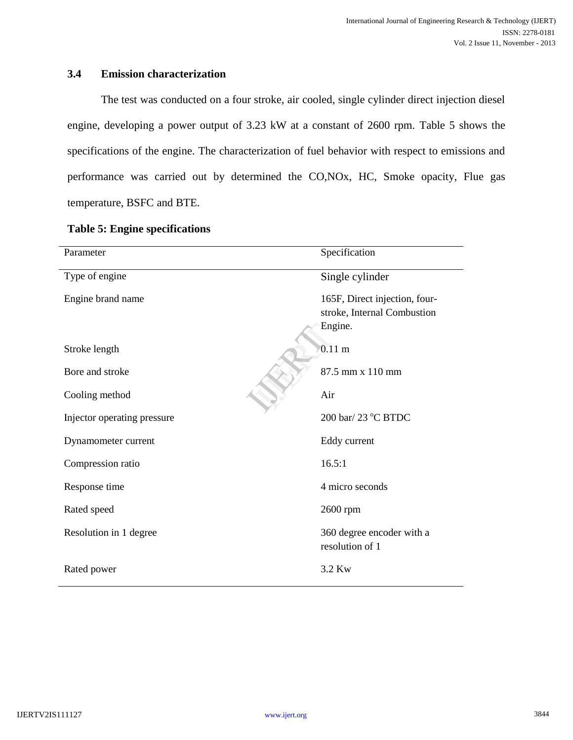### 3.4 Emission characterization

The test was conducted on a four stroke, air cooled, single cylinder direct injection diesel engine, developing a power output of 3.23 kW at a constant of 2600 rpm. Table 5 shows the specifications of the engine. The characterization of fuel behavior with respect to emissions and performance was carried out by determined the CO,NOx, HC, Smoke opacity, Flue gas temperature, BSFC and BTE.

**Table 5: Engine specifications**

| Parameter | Specification |
|---|---|
| Type of engine | Single cylinder |
| Engine brand name | 165F, Direct injection, four-stroke, Internal Combustion Engine. |
| Stroke length | 0.11 m |
| Bore and stroke | 87.5 mm x 110 mm |
| Cooling method | Air |
| Injector operating pressure | 200 bar/ 23 °C BTDC |
| Dynamometer current | Eddy current |
| Compression ratio | 16.5:1 |
| Response time | 4 micro seconds |
| Rated speed | 2600 rpm |
| Resolution in 1 degree | 360 degree encoder with a resolution of 1 |
| Rated power | 3.2 Kw |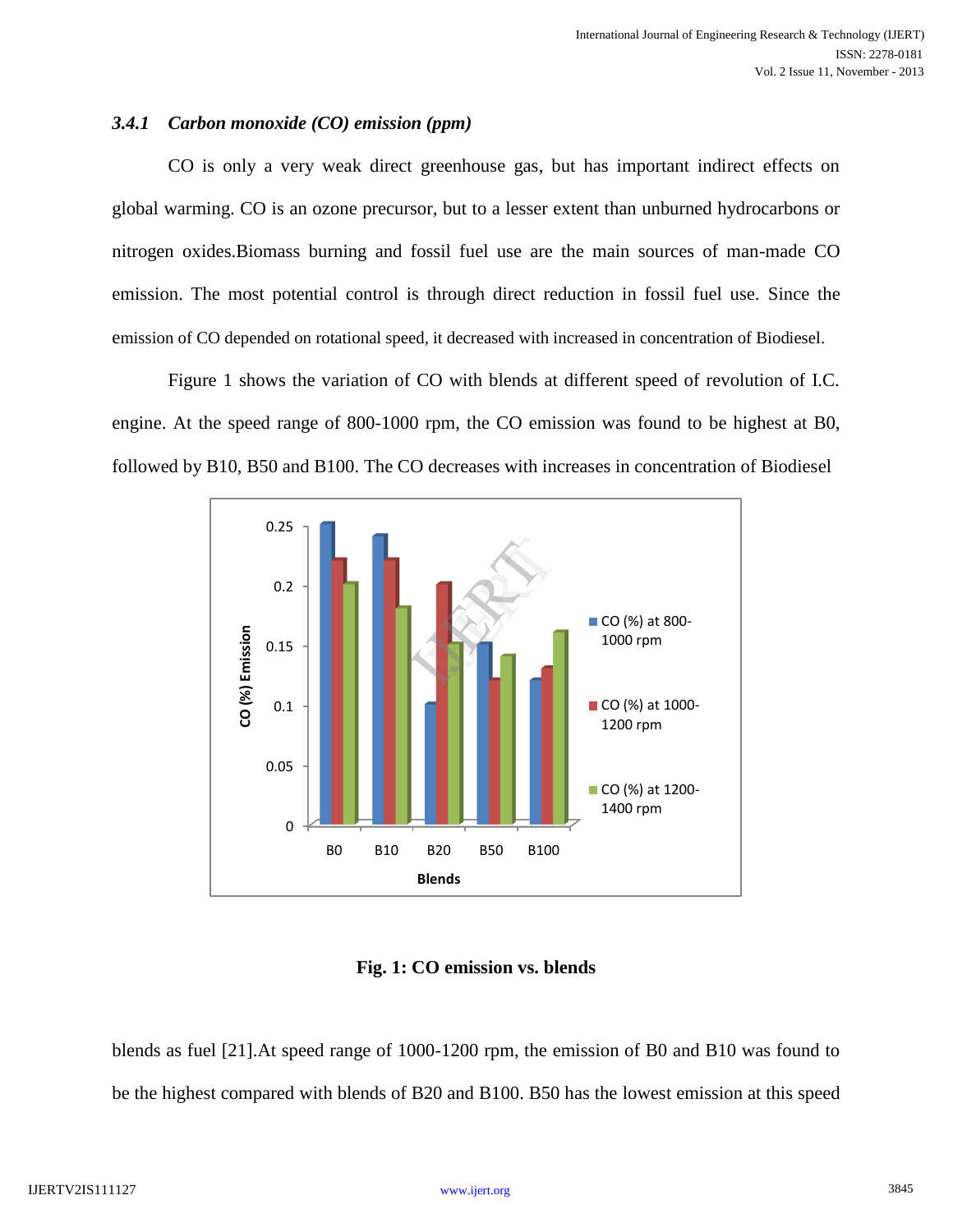### *3.4.1 Carbon monoxide (CO) emission (ppm)*

CO is only a very weak direct greenhouse gas, but has important indirect effects on global warming. CO is an ozone precursor, but to a lesser extent than unburned hydrocarbons or nitrogen oxides.Biomass burning and fossil fuel use are the main sources of man-made CO emission. The most potential control is through direct reduction in fossil fuel use. Since the emission of CO depended on rotational speed, it decreased with increased in concentration of Biodiesel.

Figure 1 shows the variation of CO with blends at different speed of revolution of I.C. engine. At the speed range of 800-1000 rpm, the CO emission was found to be highest at B0, followed by B10, B50 and B100. The CO decreases with increases in concentration of Biodiesel

**Fig. 1: CO emission vs. blends**

blends as fuel [21].At speed range of 1000-1200 rpm, the emission of B0 and B10 was found to be the highest compared with blends of B20 and B100. B50 has the lowest emission at this speed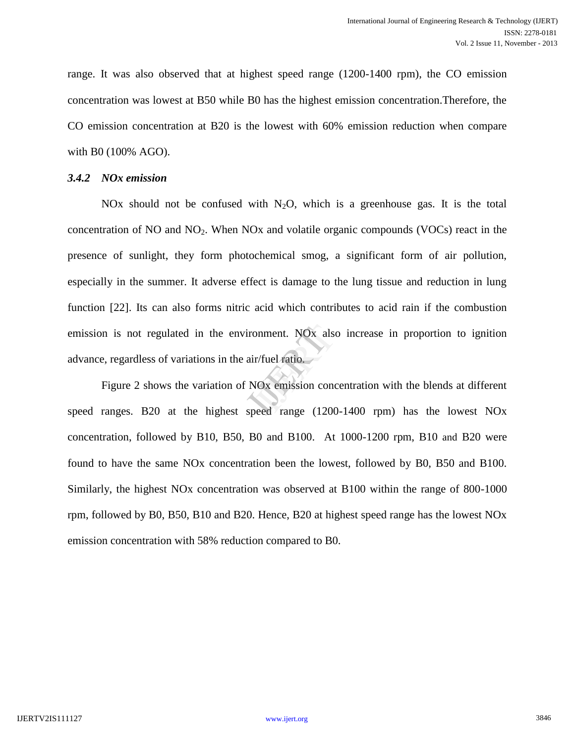range. It was also observed that at highest speed range (1200-1400 rpm), the CO emission concentration was lowest at B50 while B0 has the highest emission concentration.Therefore, the CO emission concentration at B20 is the lowest with 60% emission reduction when compare with B0 (100% AGO).

### *3.4.2 NOx emission*

NOx should not be confused with $N_2O$, which is a greenhouse gas. It is the total concentration of NO and $NO_2$. When NOx and volatile organic compounds (VOCs) react in the presence of sunlight, they form photochemical smog, a significant form of air pollution, especially in the summer. It adverse effect is damage to the lung tissue and reduction in lung function [22]. Its can also forms nitric acid which contributes to acid rain if the combustion emission is not regulated in the environment. NOx also increase in proportion to ignition advance, regardless of variations in the air/fuel ratio.

Figure 2 shows the variation of NOx emission concentration with the blends at different speed ranges. B20 at the highest speed range (1200-1400 rpm) has the lowest NOx concentration, followed by B10, B50, B0 and B100. At 1000-1200 rpm, B10 and B20 were found to have the same NOx concentration been the lowest, followed by B0, B50 and B100. Similarly, the highest NOx concentration was observed at B100 within the range of 800-1000 rpm, followed by B0, B50, B10 and B20. Hence, B20 at highest speed range has the lowest NOx emission concentration with 58% reduction compared to B0.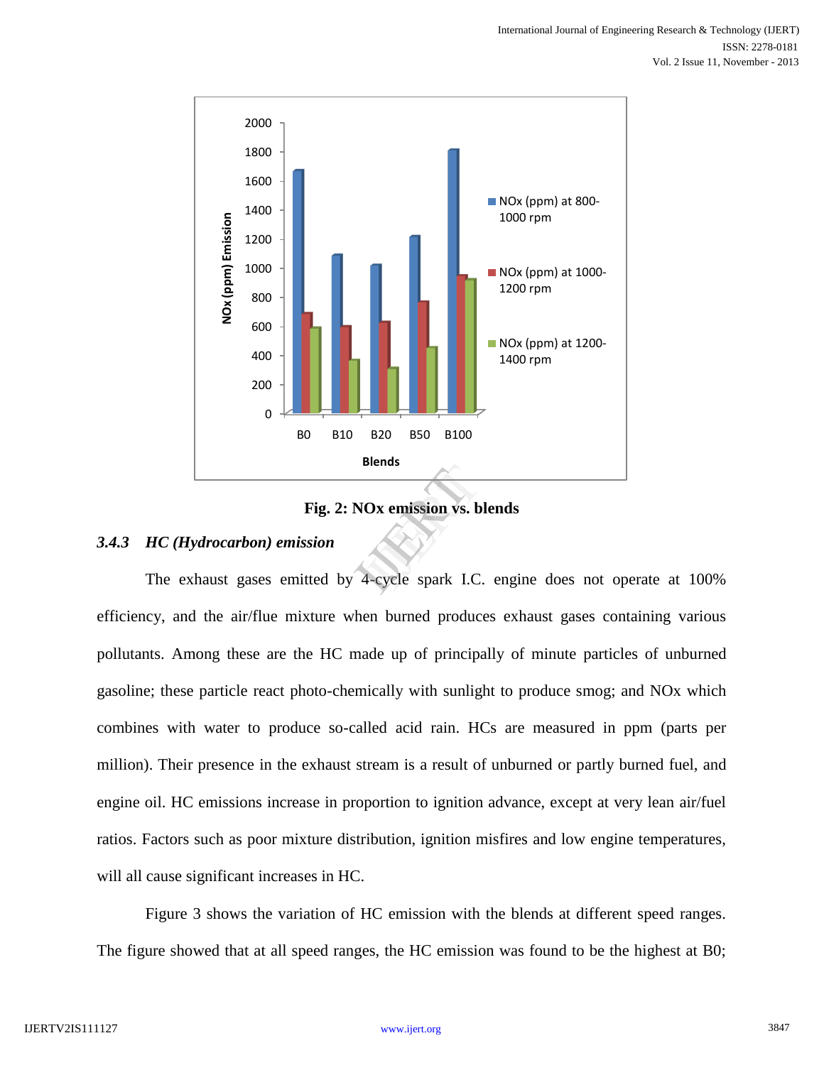Fig. 2: NOx emission vs. blends

### *3.4.3 HC (Hydrocarbon) emission*

The exhaust gases emitted by 4-cycle spark I.C. engine does not operate at 100% efficiency, and the air/flue mixture when burned produces exhaust gases containing various pollutants. Among these are the HC made up of principally of minute particles of unburned gasoline; these particle react photo-chemically with sunlight to produce smog; and NOx which combines with water to produce so-called acid rain. HCs are measured in ppm (parts per million). Their presence in the exhaust stream is a result of unburned or partly burned fuel, and engine oil. HC emissions increase in proportion to ignition advance, except at very lean air/fuel ratios. Factors such as poor mixture distribution, ignition misfires and low engine temperatures, will all cause significant increases in HC.

Figure 3 shows the variation of HC emission with the blends at different speed ranges. The figure showed that at all speed ranges, the HC emission was found to be the highest at B0;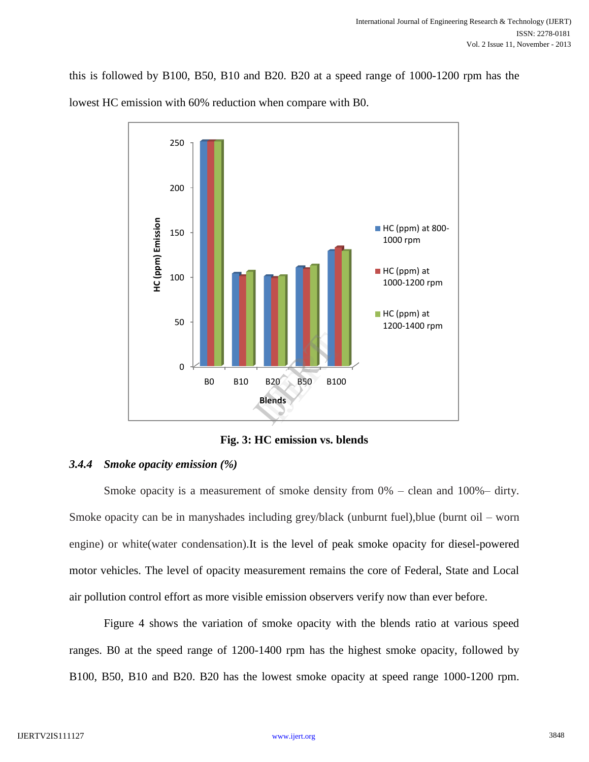this is followed by B100, B50, B10 and B20. B20 at a speed range of 1000-1200 rpm has the lowest HC emission with 60% reduction when compare with B0.

**Fig. 3: HC emission vs. blends**

### *3.4.4 Smoke opacity emission (%)*

Smoke opacity is a measurement of smoke density from 0% – clean and 100%– dirty. Smoke opacity can be in manyshades including grey/black (unburnt fuel),blue (burnt oil – worn engine) or white(water condensation).It is the level of peak smoke opacity for diesel-powered motor vehicles. The level of opacity measurement remains the core of Federal, State and Local air pollution control effort as more visible emission observers verify now than ever before.

Figure 4 shows the variation of smoke opacity with the blends ratio at various speed ranges. B0 at the speed range of 1200-1400 rpm has the highest smoke opacity, followed by B100, B50, B10 and B20. B20 has the lowest smoke opacity at speed range 1000-1200 rpm.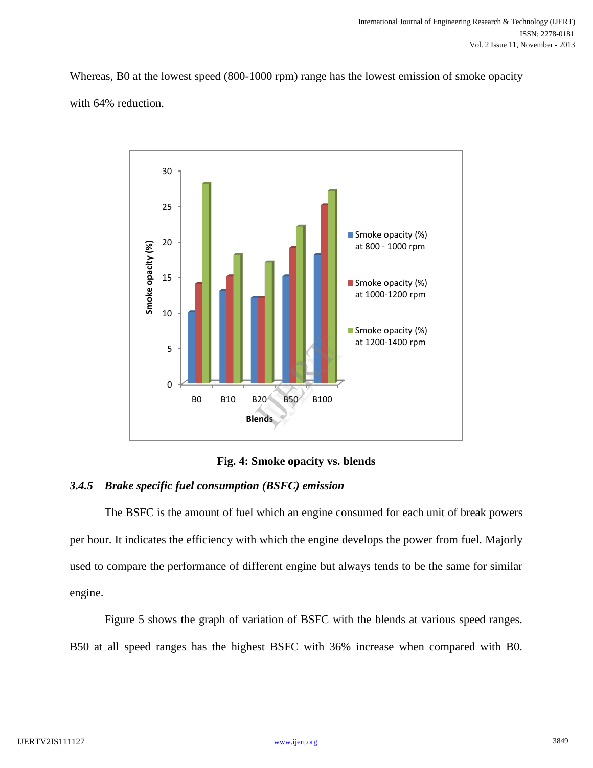Whereas, B0 at the lowest speed (800-1000 rpm) range has the lowest emission of smoke opacity with 64% reduction.

Fig. 4: Smoke opacity vs. blends

### *3.4.5 Brake specific fuel consumption (BSFC) emission*

The BSFC is the amount of fuel which an engine consumed for each unit of break powers per hour. It indicates the efficiency with which the engine develops the power from fuel. Majorly used to compare the performance of different engine but always tends to be the same for similar engine.

Figure 5 shows the graph of variation of BSFC with the blends at various speed ranges. B50 at all speed ranges has the highest BSFC with 36% increase when compared with B0.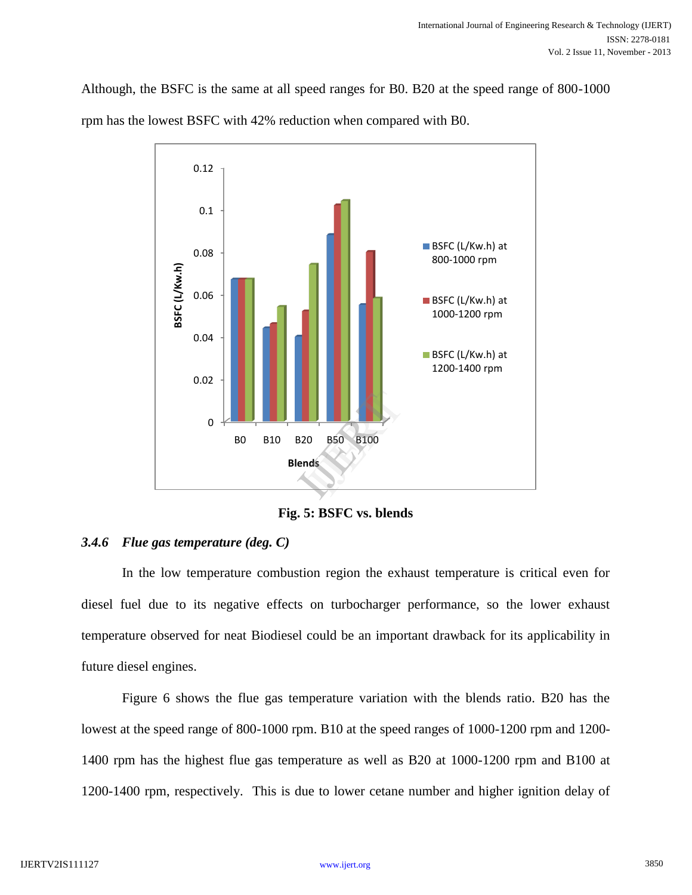Although, the BSFC is the same at all speed ranges for B0. B20 at the speed range of 800-1000 rpm has the lowest BSFC with 42% reduction when compared with B0.

**Fig. 5: BSFC vs. blends**

### *3.4.6 Flue gas temperature (deg. C)*

In the low temperature combustion region the exhaust temperature is critical even for diesel fuel due to its negative effects on turbocharger performance, so the lower exhaust temperature observed for neat Biodiesel could be an important drawback for its applicability in future diesel engines.

Figure 6 shows the flue gas temperature variation with the blends ratio. B20 has the lowest at the speed range of 800-1000 rpm. B10 at the speed ranges of 1000-1200 rpm and 1200-1400 rpm has the highest flue gas temperature as well as B20 at 1000-1200 rpm and B100 at 1200-1400 rpm, respectively. This is due to lower cetane number and higher ignition delay of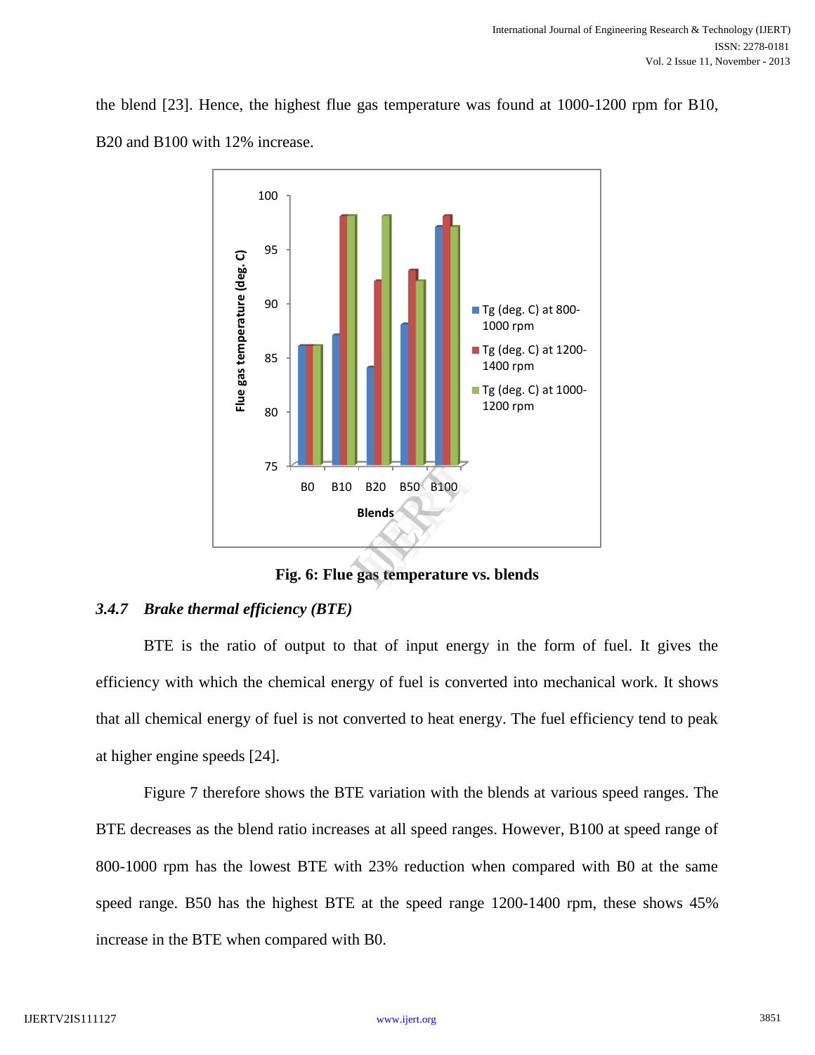the blend [23]. Hence, the highest flue gas temperature was found at 1000-1200 rpm for B10, B20 and B100 with 12% increase.

**Fig. 6: Flue gas temperature vs. blends**

### *3.4.7 Brake thermal efficiency (BTE)*

BTE is the ratio of output to that of input energy in the form of fuel. It gives the efficiency with which the chemical energy of fuel is converted into mechanical work. It shows that all chemical energy of fuel is not converted to heat energy. The fuel efficiency tend to peak at higher engine speeds [24].

Figure 7 therefore shows the BTE variation with the blends at various speed ranges. The BTE decreases as the blend ratio increases at all speed ranges. However, B100 at speed range of 800-1000 rpm has the lowest BTE with 23% reduction when compared with B0 at the same speed range. B50 has the highest BTE at the speed range 1200-1400 rpm, these shows 45% increase in the BTE when compared with B0.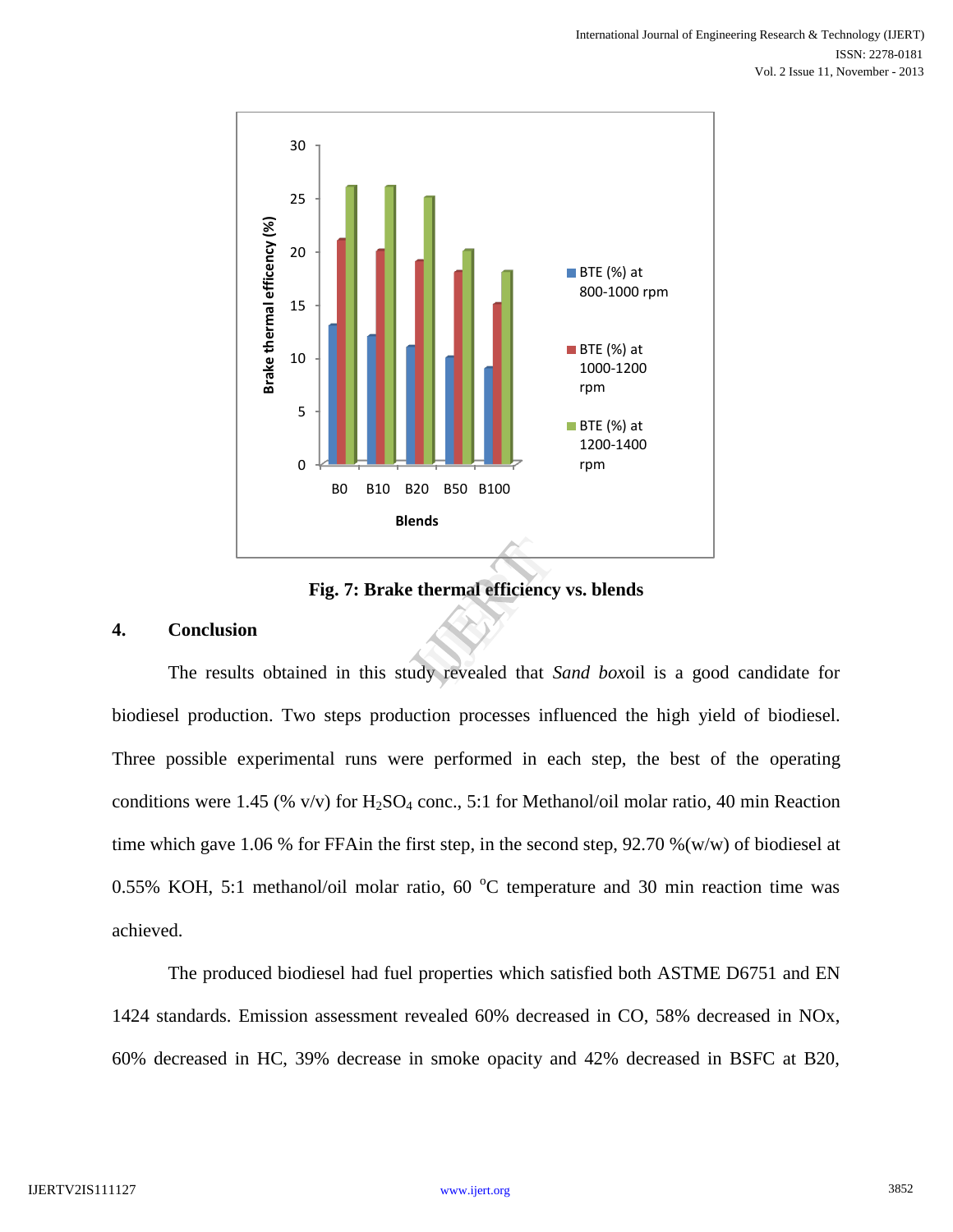Fig. 7: Brake thermal efficiency vs. blends

## 4. Conclusion

The results obtained in this study revealed that *Sand box*oil is a good candidate for biodiesel production. Two steps production processes influenced the high yield of biodiesel. Three possible experimental runs were performed in each step, the best of the operating conditions were 1.45 (% v/v) for $H_2SO_4$ conc., 5:1 for Methanol/oil molar ratio, 40 min Reaction time which gave 1.06 % for FFAin the first step, in the second step, 92.70 %(w/w) of biodiesel at 0.55% KOH, 5:1 methanol/oil molar ratio, 60 $^{o}$C temperature and 30 min reaction time was achieved.

The produced biodiesel had fuel properties which satisfied both ASTME D6751 and EN 1424 standards. Emission assessment revealed 60% decreased in CO, 58% decreased in NOx, 60% decreased in HC, 39% decrease in smoke opacity and 42% decreased in BSFC at B20,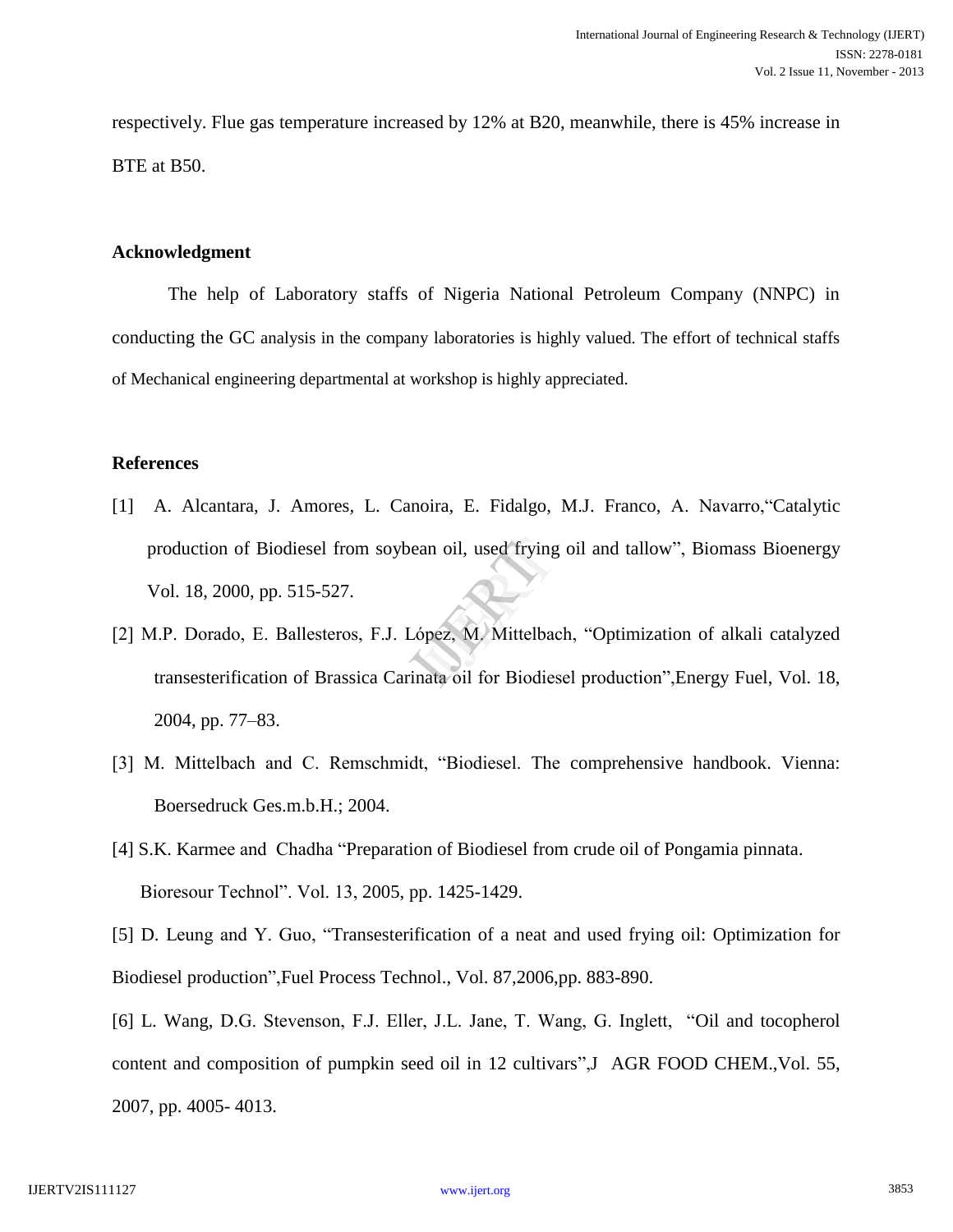respectively. Flue gas temperature increased by 12% at B20, meanwhile, there is 45% increase in BTE at B50.

## Acknowledgment

The help of Laboratory staffs of Nigeria National Petroleum Company (NNPC) in conducting the GC analysis in the company laboratories is highly valued. The effort of technical staffs of Mechanical engineering departmental at workshop is highly appreciated.

## References

[1] A. Alcantara, J. Amores, L. Canoira, E. Fidalgo, M.J. Franco, A. Navarro,"Catalytic production of Biodiesel from soybean oil, used frying oil and tallow", Biomass Bioenergy Vol. 18, 2000, pp. 515-527.

[2] M.P. Dorado, E. Ballesteros, F.J. López, M. Mittelbach, "Optimization of alkali catalyzed transesterification of Brassica Carinata oil for Biodiesel production",Energy Fuel, Vol. 18, 2004, pp. 77–83.

[3] M. Mittelbach and C. Remschmidt, "Biodiesel. The comprehensive handbook. Vienna: Boersedruck Ges.m.b.H.; 2004.

[4] S.K. Karmee and Chadha "Preparation of Biodiesel from crude oil of Pongamia pinnata. Bioresour Technol". Vol. 13, 2005, pp. 1425-1429.

[5] D. Leung and Y. Guo, "Transesterification of a neat and used frying oil: Optimization for Biodiesel production",Fuel Process Technol., Vol. 87,2006,pp. 883-890.

[6] L. Wang, D.G. Stevenson, F.J. Eller, J.L. Jane, T. Wang, G. Inglett, "Oil and tocopherol content and composition of pumpkin seed oil in 12 cultivars",J AGR FOOD CHEM.,Vol. 55, 2007, pp. 4005- 4013.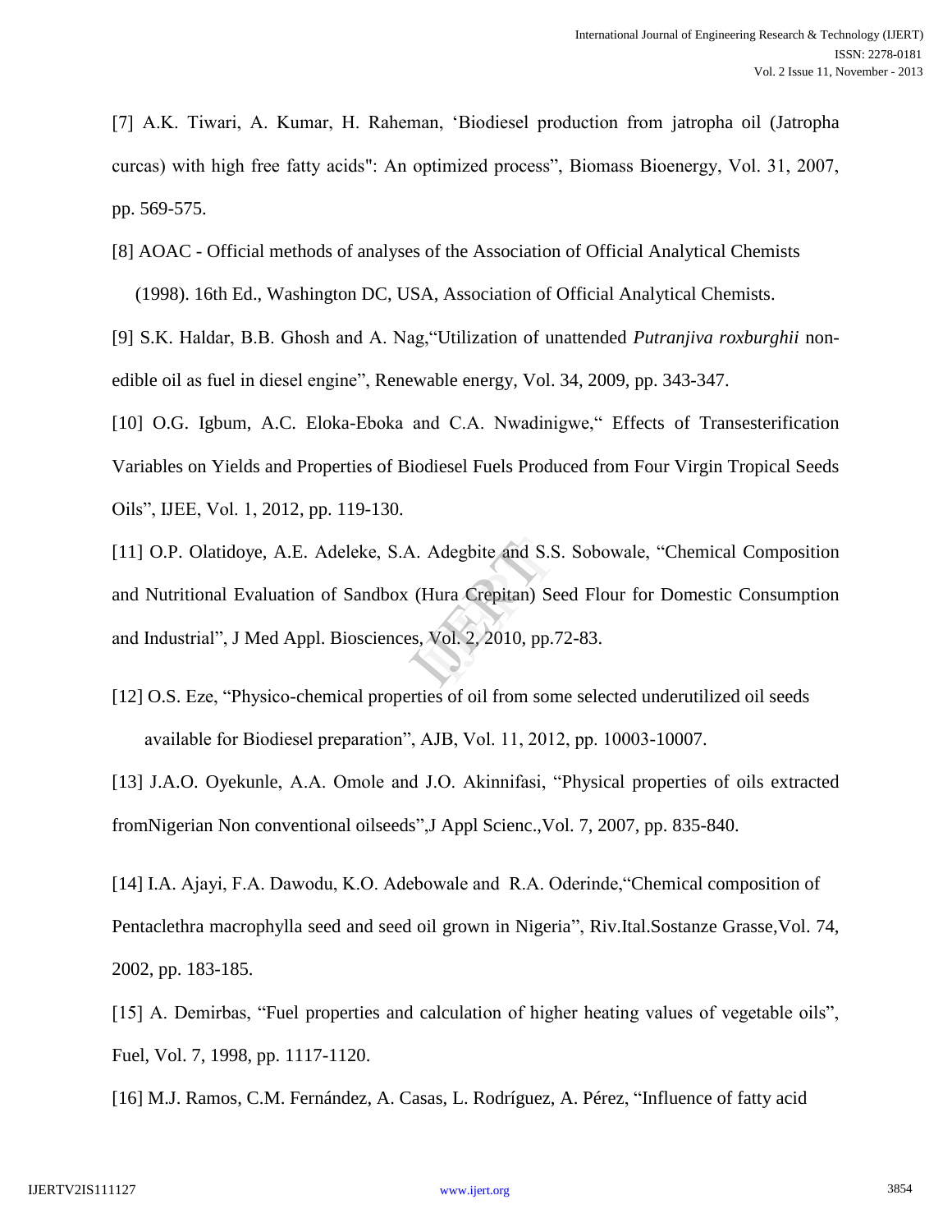[7] A.K. Tiwari, A. Kumar, H. Raheman, 'Biodiesel production from jatropha oil (Jatropha curcas) with high free fatty acids": An optimized process", Biomass Bioenergy, Vol. 31, 2007, pp. 569-575.

[8] AOAC - Official methods of analyses of the Association of Official Analytical Chemists (1998). 16th Ed., Washington DC, USA, Association of Official Analytical Chemists.

[9] S.K. Haldar, B.B. Ghosh and A. Nag,"Utilization of unattended *Putranjiva roxburghii* non-edible oil as fuel in diesel engine", Renewable energy, Vol. 34, 2009, pp. 343-347.

[10] O.G. Igbum, A.C. Eloka-Eboka and C.A. Nwadinigwe," Effects of Transesterification Variables on Yields and Properties of Biodiesel Fuels Produced from Four Virgin Tropical Seeds Oils", IJEE, Vol. 1, 2012, pp. 119-130.

[11] O.P. Olatidoye, A.E. Adeleke, S.A. Adegbite and S.S. Sobowale, "Chemical Composition and Nutritional Evaluation of Sandbox (Hura Crepitan) Seed Flour for Domestic Consumption and Industrial", J Med Appl. Biosciences, Vol. 2, 2010, pp.72-83.

[12] O.S. Eze, "Physico-chemical properties of oil from some selected underutilized oil seeds available for Biodiesel preparation", AJB, Vol. 11, 2012, pp. 10003-10007.

[13] J.A.O. Oyekunle, A.A. Omole and J.O. Akinnifasi, "Physical properties of oils extracted fromNigerian Non conventional oilseeds",J Appl Scienc.,Vol. 7, 2007, pp. 835-840.

[14] I.A. Ajayi, F.A. Dawodu, K.O. Adebowale and R.A. Oderinde,"Chemical composition of Pentaclethra macrophylla seed and seed oil grown in Nigeria", Riv.Ital.Sostanze Grasse,Vol. 74, 2002, pp. 183-185.

[15] A. Demirbas, "Fuel properties and calculation of higher heating values of vegetable oils", Fuel, Vol. 7, 1998, pp. 1117-1120.

[16] M.J. Ramos, C.M. Fernández, A. Casas, L. Rodríguez, A. Pérez, "Influence of fatty acid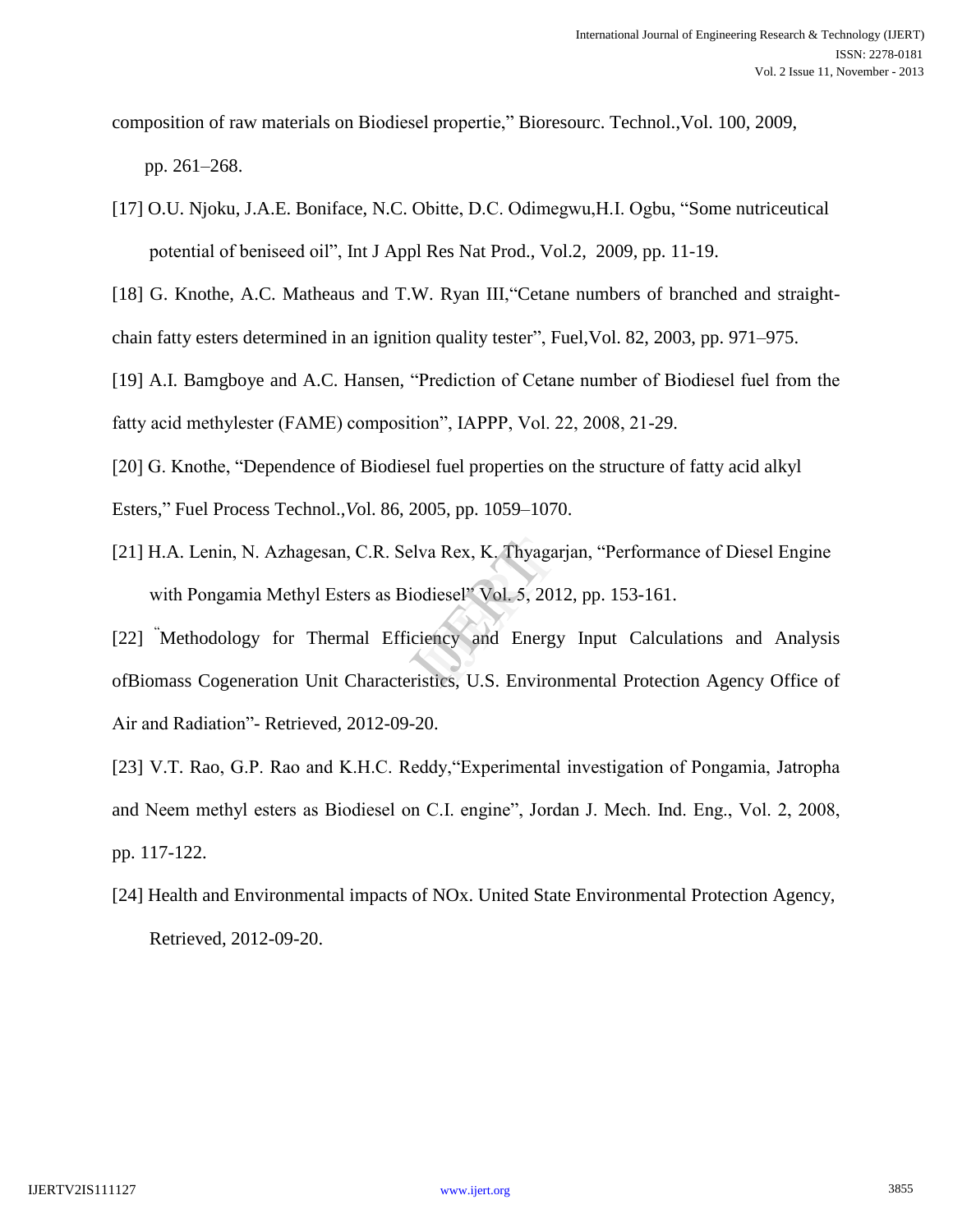composition of raw materials on Biodiesel propertie," Bioresourc. Technol.,Vol. 100, 2009, pp. 261–268.

[17] O.U. Njoku, J.A.E. Boniface, N.C. Obitte, D.C. Odimegwu,H.I. Ogbu, "Some nutriceutical potential of beniseed oil", Int J Appl Res Nat Prod., Vol.2, 2009, pp. 11-19.

[18] G. Knothe, A.C. Matheaus and T.W. Ryan III,"Cetane numbers of branched and straight-chain fatty esters determined in an ignition quality tester", Fuel,Vol. 82, 2003, pp. 971–975.

[19] A.I. Bamgboye and A.C. Hansen, "Prediction of Cetane number of Biodiesel fuel from the fatty acid methylester (FAME) composition", IAPPP, Vol. 22, 2008, 21-29.

[20] G. Knothe, "Dependence of Biodiesel fuel properties on the structure of fatty acid alkyl Esters," Fuel Process Technol.,Vol. 86, 2005, pp. 1059–1070.

[21] H.A. Lenin, N. Azhagesan, C.R. Selva Rex, K. Thyagarjan, "Performance of Diesel Engine with Pongamia Methyl Esters as Biodiesel" Vol. 5, 2012, pp. 153-161.

[22] "Methodology for Thermal Efficiency and Energy Input Calculations and Analysis ofBiomass Cogeneration Unit Characteristics, U.S. Environmental Protection Agency Office of Air and Radiation"- Retrieved, 2012-09-20.

[23] V.T. Rao, G.P. Rao and K.H.C. Reddy,"Experimental investigation of Pongamia, Jatropha and Neem methyl esters as Biodiesel on C.I. engine", Jordan J. Mech. Ind. Eng., Vol. 2, 2008, pp. 117-122.

[24] Health and Environmental impacts of NOx. United State Environmental Protection Agency, Retrieved, 2012-09-20.